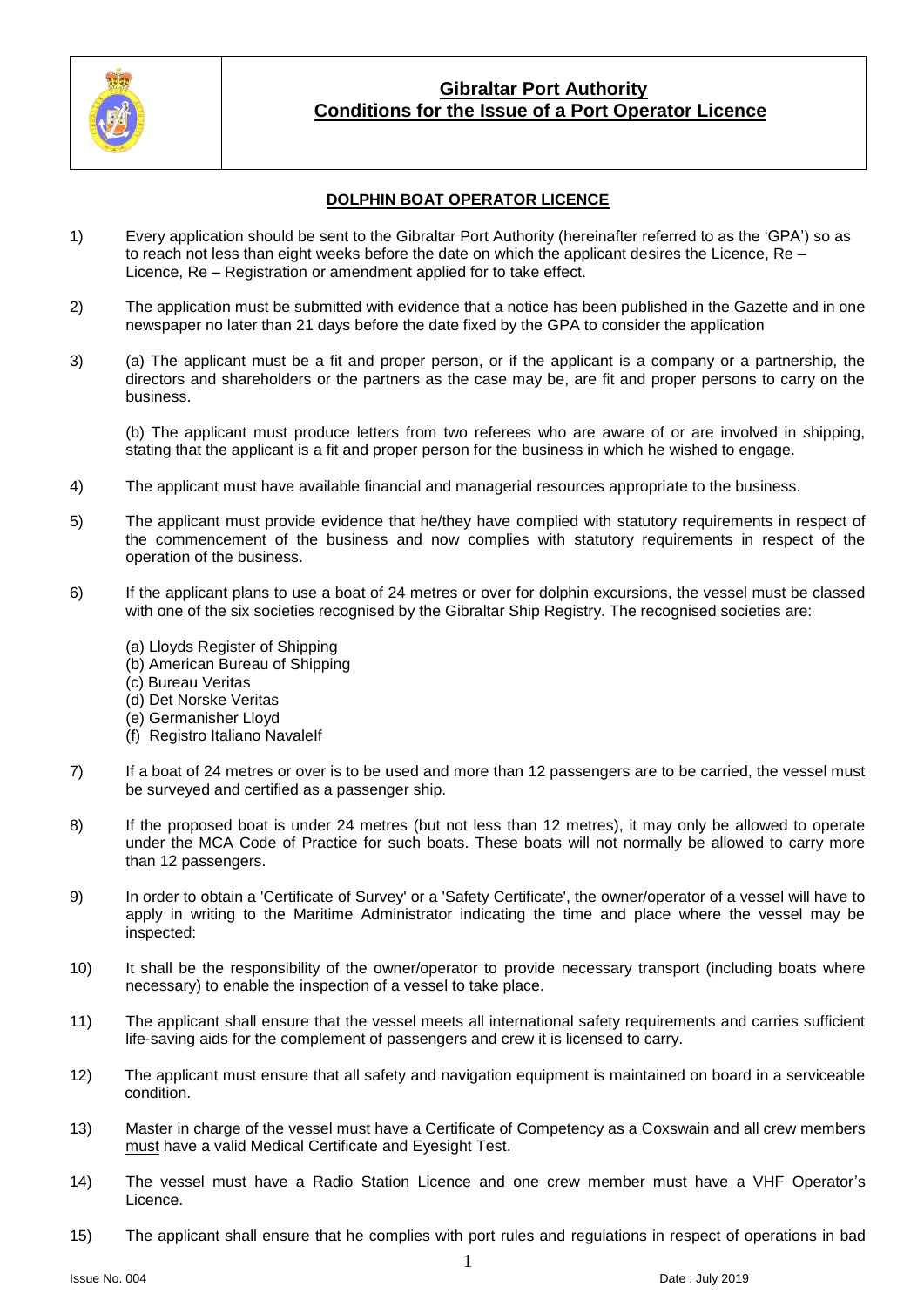# Gibraltar Port Authority
## Conditions for the Issue of a Port Operator Licence

### DOLPHIN BOAT OPERATOR LICENCE

1) Every application should be sent to the Gibraltar Port Authority (hereinafter referred to as the 'GPA') so as to reach not less than eight weeks before the date on which the applicant desires the Licence, Re – Licence, Re – Registration or amendment applied for to take effect.

2) The application must be submitted with evidence that a notice has been published in the Gazette and in one newspaper no later than 21 days before the date fixed by the GPA to consider the application

3) (a) The applicant must be a fit and proper person, or if the applicant is a company or a partnership, the directors and shareholders or the partners as the case may be, are fit and proper persons to carry on the business.

   (b) The applicant must produce letters from two referees who are aware of or are involved in shipping, stating that the applicant is a fit and proper person for the business in which he wished to engage.

4) The applicant must have available financial and managerial resources appropriate to the business.

5) The applicant must provide evidence that he/they have complied with statutory requirements in respect of the commencement of the business and now complies with statutory requirements in respect of the operation of the business.

6) If the applicant plans to use a boat of 24 metres or over for dolphin excursions, the vessel must be classed with one of the six societies recognised by the Gibraltar Ship Registry. The recognised societies are:

   (a) Lloyds Register of Shipping
   (b) American Bureau of Shipping
   (c) Bureau Veritas
   (d) Det Norske Veritas
   (e) Germanisher Lloyd
   (f) Registro Italiano NavaleIf

7) If a boat of 24 metres or over is to be used and more than 12 passengers are to be carried, the vessel must be surveyed and certified as a passenger ship.

8) If the proposed boat is under 24 metres (but not less than 12 metres), it may only be allowed to operate under the MCA Code of Practice for such boats. These boats will not normally be allowed to carry more than 12 passengers.

9) In order to obtain a 'Certificate of Survey' or a 'Safety Certificate', the owner/operator of a vessel will have to apply in writing to the Maritime Administrator indicating the time and place where the vessel may be inspected:

10) It shall be the responsibility of the owner/operator to provide necessary transport (including boats where necessary) to enable the inspection of a vessel to take place.

11) The applicant shall ensure that the vessel meets all international safety requirements and carries sufficient life-saving aids for the complement of passengers and crew it is licensed to carry.

12) The applicant must ensure that all safety and navigation equipment is maintained on board in a serviceable condition.

13) Master in charge of the vessel must have a Certificate of Competency as a Coxswain and all crew members must have a valid Medical Certificate and Eyesight Test.

14) The vessel must have a Radio Station Licence and one crew member must have a VHF Operator's Licence.

15) The applicant shall ensure that he complies with port rules and regulations in respect of operations in bad

Issue No. 004 Date : July 2019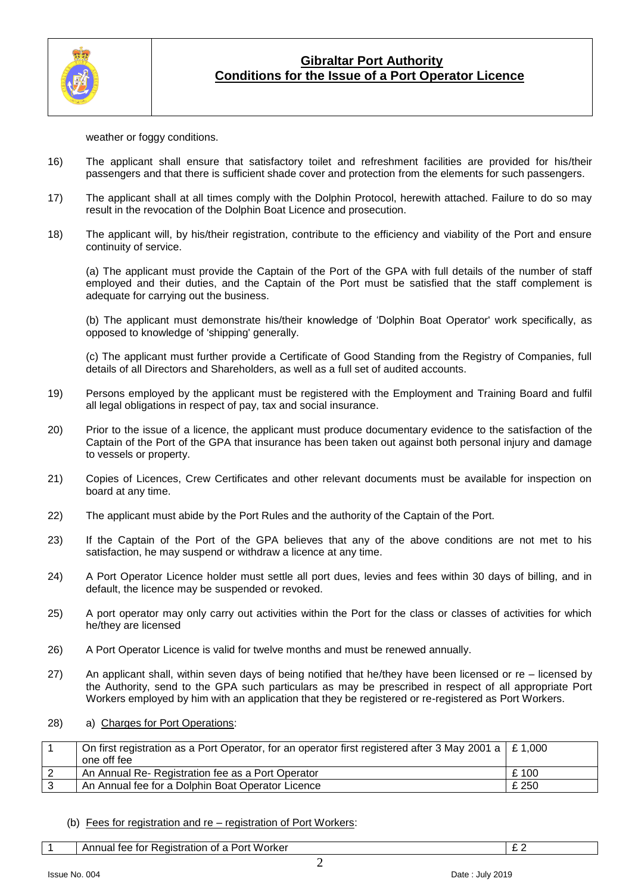weather or foggy conditions.

16) The applicant shall ensure that satisfactory toilet and refreshment facilities are provided for his/their passengers and that there is sufficient shade cover and protection from the elements for such passengers.

17) The applicant shall at all times comply with the Dolphin Protocol, herewith attached. Failure to do so may result in the revocation of the Dolphin Boat Licence and prosecution.

18) The applicant will, by his/their registration, contribute to the efficiency and viability of the Port and ensure continuity of service.

(a) The applicant must provide the Captain of the Port of the GPA with full details of the number of staff employed and their duties, and the Captain of the Port must be satisfied that the staff complement is adequate for carrying out the business.

(b) The applicant must demonstrate his/their knowledge of 'Dolphin Boat Operator' work specifically, as opposed to knowledge of 'shipping' generally.

(c) The applicant must further provide a Certificate of Good Standing from the Registry of Companies, full details of all Directors and Shareholders, as well as a full set of audited accounts.

19) Persons employed by the applicant must be registered with the Employment and Training Board and fulfil all legal obligations in respect of pay, tax and social insurance.

20) Prior to the issue of a licence, the applicant must produce documentary evidence to the satisfaction of the Captain of the Port of the GPA that insurance has been taken out against both personal injury and damage to vessels or property.

21) Copies of Licences, Crew Certificates and other relevant documents must be available for inspection on board at any time.

22) The applicant must abide by the Port Rules and the authority of the Captain of the Port.

23) If the Captain of the Port of the GPA believes that any of the above conditions are not met to his satisfaction, he may suspend or withdraw a licence at any time.

24) A Port Operator Licence holder must settle all port dues, levies and fees within 30 days of billing, and in default, the licence may be suspended or revoked.

25) A port operator may only carry out activities within the Port for the class or classes of activities for which he/they are licensed

26) A Port Operator Licence is valid for twelve months and must be renewed annually.

27) An applicant shall, within seven days of being notified that he/they have been licensed or re – licensed by the Authority, send to the GPA such particulars as may be prescribed in respect of all appropriate Port Workers employed by him with an application that they be registered or re-registered as Port Workers.

28) a) Charges for Port Operations:

| | | |
|---|---|---|
| 1 | On first registration as a Port Operator, for an operator first registered after 3 May 2001 a one off fee | £ 1,000 |
| 2 | An Annual Re- Registration fee as a Port Operator | £ 100 |
| 3 | An Annual fee for a Dolphin Boat Operator Licence | £ 250 |

(b) Fees for registration and re – registration of Port Workers:

| | | |
|---|---|---|
| 1 | Annual fee for Registration of a Port Worker | £ 2 |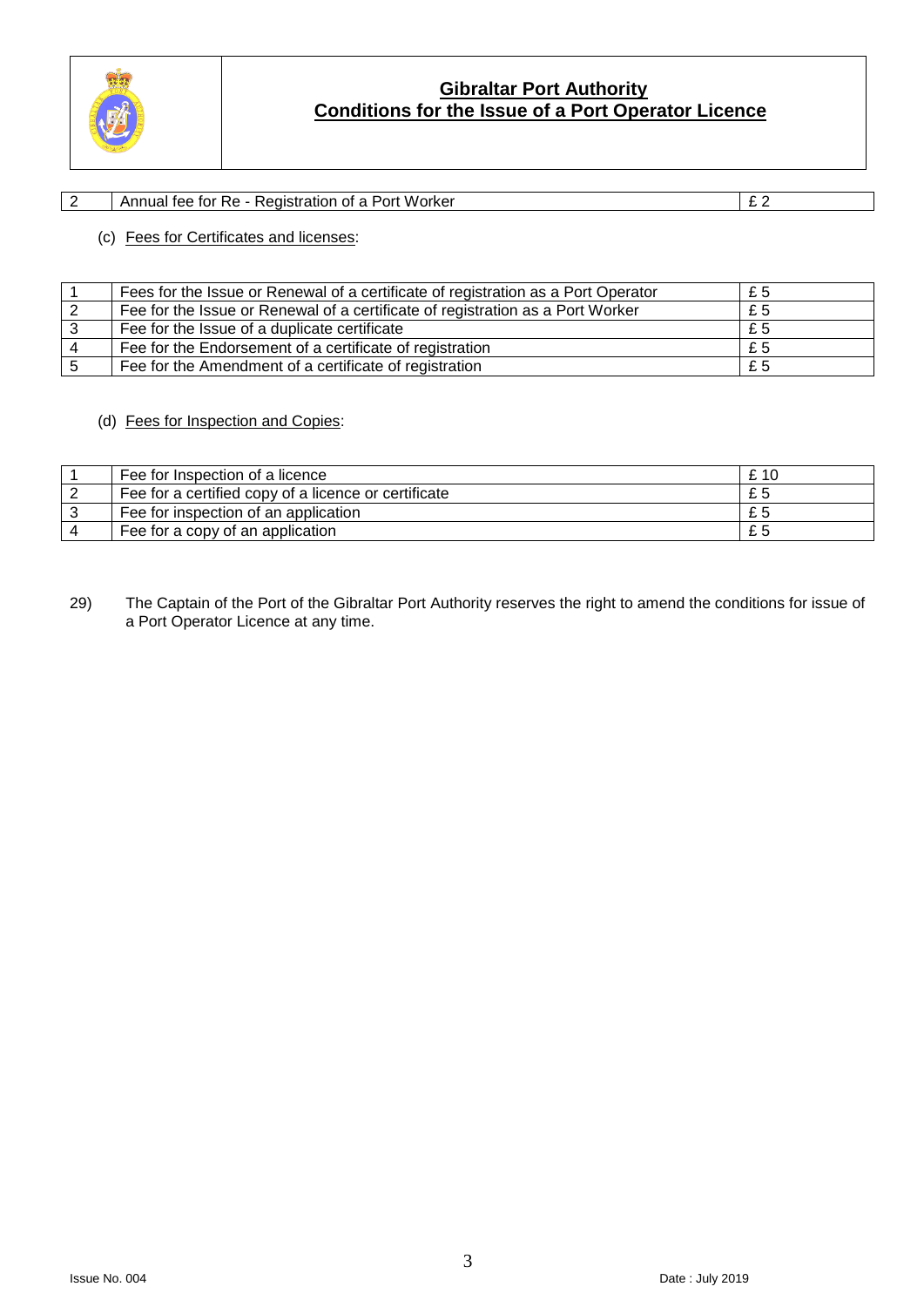| 2 | Annual fee for Re - Registration of a Port Worker | £ 2 |
|---|---|---|

(c) Fees for Certificates and licenses:

| 1 | Fees for the Issue or Renewal of a certificate of registration as a Port Operator | £ 5 |
|---|---|---|
| 2 | Fee for the Issue or Renewal of a certificate of registration as a Port Worker | £ 5 |
| 3 | Fee for the Issue of a duplicate certificate | £ 5 |
| 4 | Fee for the Endorsement of a certificate of registration | £ 5 |
| 5 | Fee for the Amendment of a certificate of registration | £ 5 |

(d) Fees for Inspection and Copies:

| 1 | Fee for Inspection of a licence | £ 10 |
|---|---|---|
| 2 | Fee for a certified copy of a licence or certificate | £ 5 |
| 3 | Fee for inspection of an application | £ 5 |
| 4 | Fee for a copy of an application | £ 5 |

29) The Captain of the Port of the Gibraltar Port Authority reserves the right to amend the conditions for issue of a Port Operator Licence at any time.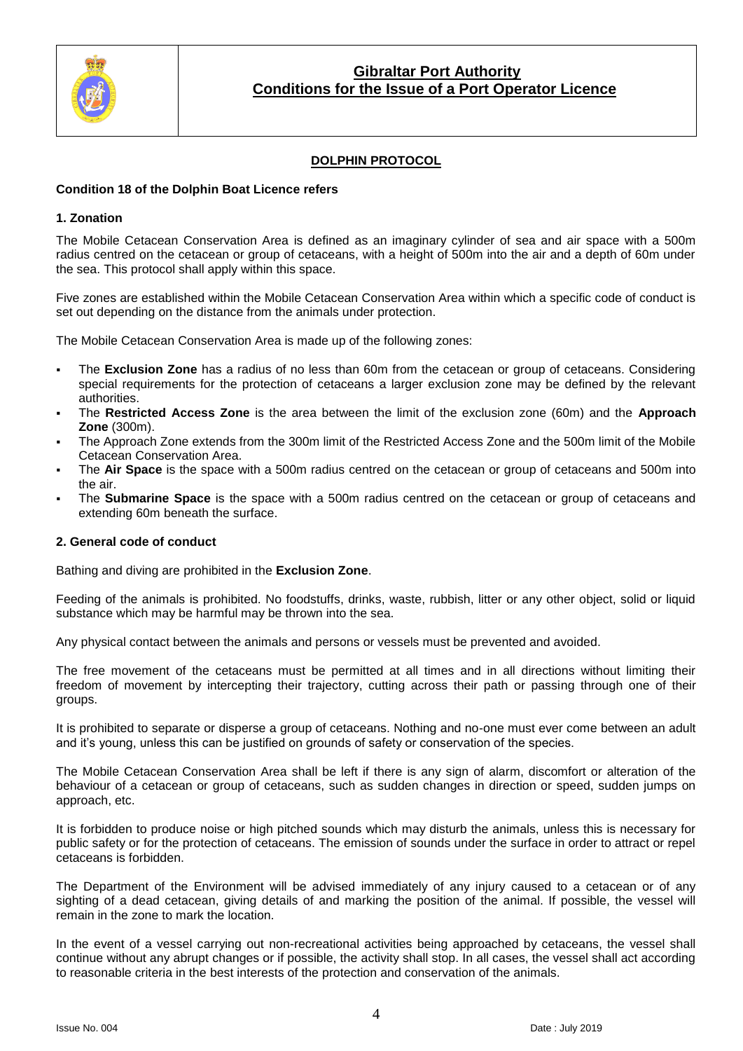## DOLPHIN PROTOCOL

**Condition 18 of the Dolphin Boat Licence refers**

### 1. Zonation

The Mobile Cetacean Conservation Area is defined as an imaginary cylinder of sea and air space with a 500m radius centred on the cetacean or group of cetaceans, with a height of 500m into the air and a depth of 60m under the sea. This protocol shall apply within this space.

Five zones are established within the Mobile Cetacean Conservation Area within which a specific code of conduct is set out depending on the distance from the animals under protection.

The Mobile Cetacean Conservation Area is made up of the following zones:

- The **Exclusion Zone** has a radius of no less than 60m from the cetacean or group of cetaceans. Considering special requirements for the protection of cetaceans a larger exclusion zone may be defined by the relevant authorities.
- The **Restricted Access Zone** is the area between the limit of the exclusion zone (60m) and the **Approach Zone** (300m).
- The Approach Zone extends from the 300m limit of the Restricted Access Zone and the 500m limit of the Mobile Cetacean Conservation Area.
- The **Air Space** is the space with a 500m radius centred on the cetacean or group of cetaceans and 500m into the air.
- The **Submarine Space** is the space with a 500m radius centred on the cetacean or group of cetaceans and extending 60m beneath the surface.

### 2. General code of conduct

Bathing and diving are prohibited in the **Exclusion Zone**.

Feeding of the animals is prohibited. No foodstuffs, drinks, waste, rubbish, litter or any other object, solid or liquid substance which may be harmful may be thrown into the sea.

Any physical contact between the animals and persons or vessels must be prevented and avoided.

The free movement of the cetaceans must be permitted at all times and in all directions without limiting their freedom of movement by intercepting their trajectory, cutting across their path or passing through one of their groups.

It is prohibited to separate or disperse a group of cetaceans. Nothing and no-one must ever come between an adult and it's young, unless this can be justified on grounds of safety or conservation of the species.

The Mobile Cetacean Conservation Area shall be left if there is any sign of alarm, discomfort or alteration of the behaviour of a cetacean or group of cetaceans, such as sudden changes in direction or speed, sudden jumps on approach, etc.

It is forbidden to produce noise or high pitched sounds which may disturb the animals, unless this is necessary for public safety or for the protection of cetaceans. The emission of sounds under the surface in order to attract or repel cetaceans is forbidden.

The Department of the Environment will be advised immediately of any injury caused to a cetacean or of any sighting of a dead cetacean, giving details of and marking the position of the animal. If possible, the vessel will remain in the zone to mark the location.

In the event of a vessel carrying out non-recreational activities being approached by cetaceans, the vessel shall continue without any abrupt changes or if possible, the activity shall stop. In all cases, the vessel shall act according to reasonable criteria in the best interests of the protection and conservation of the animals.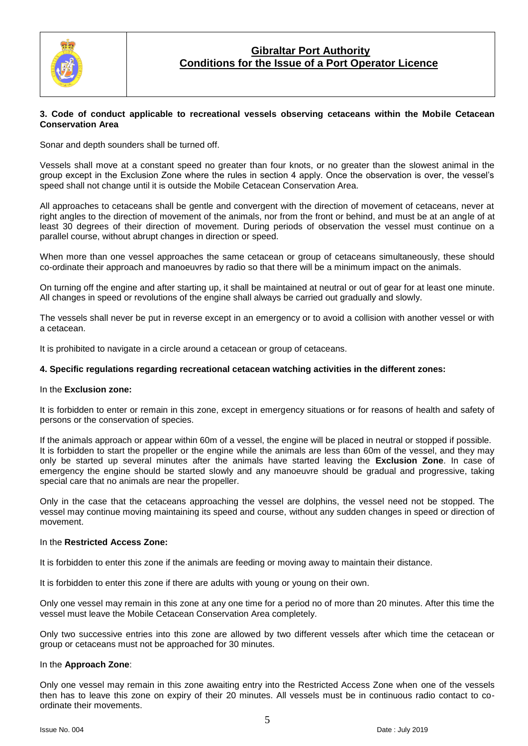**3. Code of conduct applicable to recreational vessels observing cetaceans within the Mobile Cetacean Conservation Area**

Sonar and depth sounders shall be turned off.

Vessels shall move at a constant speed no greater than four knots, or no greater than the slowest animal in the group except in the Exclusion Zone where the rules in section 4 apply. Once the observation is over, the vessel's speed shall not change until it is outside the Mobile Cetacean Conservation Area.

All approaches to cetaceans shall be gentle and convergent with the direction of movement of cetaceans, never at right angles to the direction of movement of the animals, nor from the front or behind, and must be at an angle of at least 30 degrees of their direction of movement. During periods of observation the vessel must continue on a parallel course, without abrupt changes in direction or speed.

When more than one vessel approaches the same cetacean or group of cetaceans simultaneously, these should co-ordinate their approach and manoeuvres by radio so that there will be a minimum impact on the animals.

On turning off the engine and after starting up, it shall be maintained at neutral or out of gear for at least one minute. All changes in speed or revolutions of the engine shall always be carried out gradually and slowly.

The vessels shall never be put in reverse except in an emergency or to avoid a collision with another vessel or with a cetacean.

It is prohibited to navigate in a circle around a cetacean or group of cetaceans.

**4. Specific regulations regarding recreational cetacean watching activities in the different zones:**

In the **Exclusion zone:**

It is forbidden to enter or remain in this zone, except in emergency situations or for reasons of health and safety of persons or the conservation of species.

If the animals approach or appear within 60m of a vessel, the engine will be placed in neutral or stopped if possible. It is forbidden to start the propeller or the engine while the animals are less than 60m of the vessel, and they may only be started up several minutes after the animals have started leaving the **Exclusion Zone**. In case of emergency the engine should be started slowly and any manoeuvre should be gradual and progressive, taking special care that no animals are near the propeller.

Only in the case that the cetaceans approaching the vessel are dolphins, the vessel need not be stopped. The vessel may continue moving maintaining its speed and course, without any sudden changes in speed or direction of movement.

In the **Restricted Access Zone:**

It is forbidden to enter this zone if the animals are feeding or moving away to maintain their distance.

It is forbidden to enter this zone if there are adults with young or young on their own.

Only one vessel may remain in this zone at any one time for a period no of more than 20 minutes. After this time the vessel must leave the Mobile Cetacean Conservation Area completely.

Only two successive entries into this zone are allowed by two different vessels after which time the cetacean or group or cetaceans must not be approached for 30 minutes.

In the **Approach Zone**:

Only one vessel may remain in this zone awaiting entry into the Restricted Access Zone when one of the vessels then has to leave this zone on expiry of their 20 minutes. All vessels must be in continuous radio contact to co-ordinate their movements.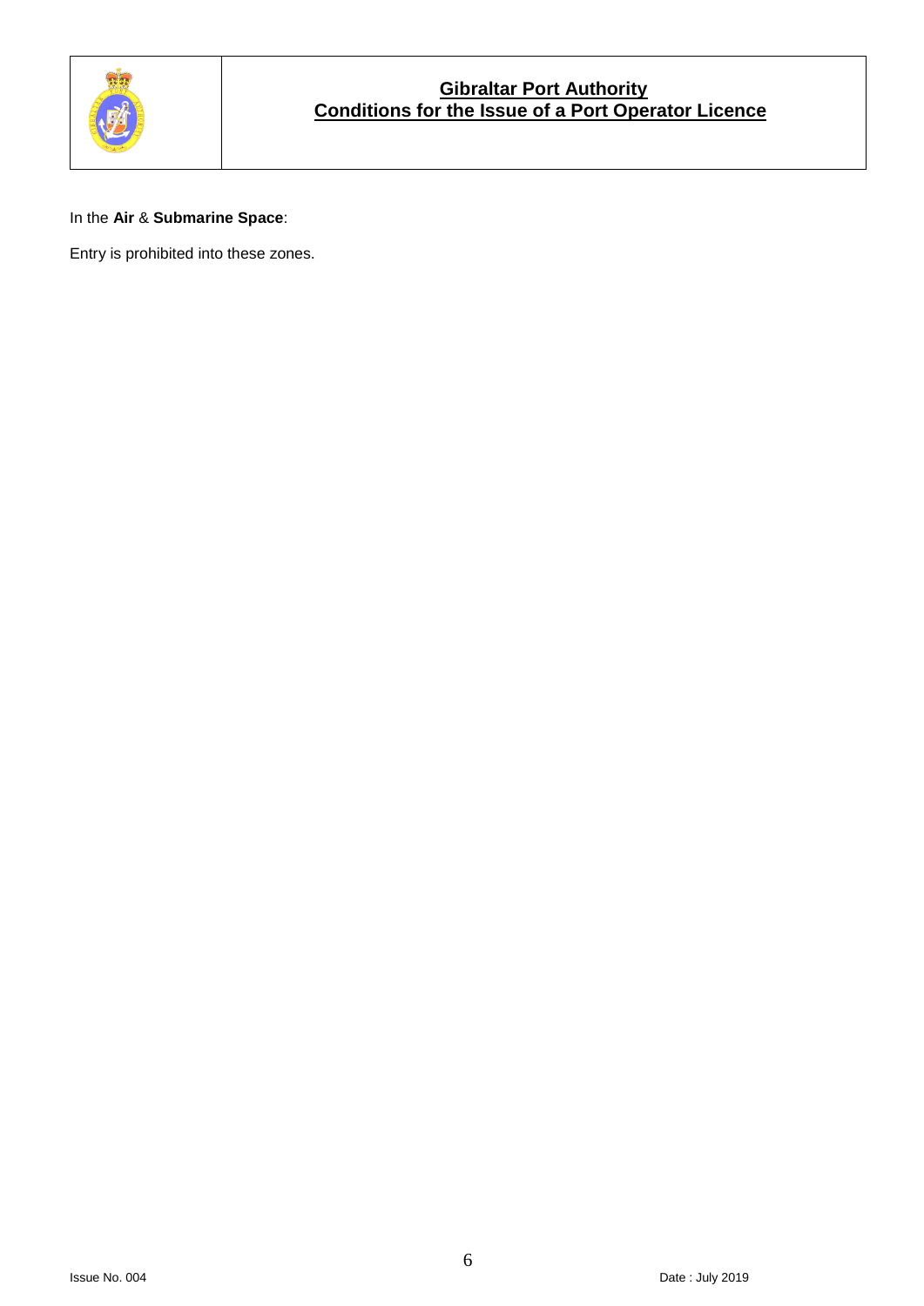In the **Air** & **Submarine Space**:

Entry is prohibited into these zones.